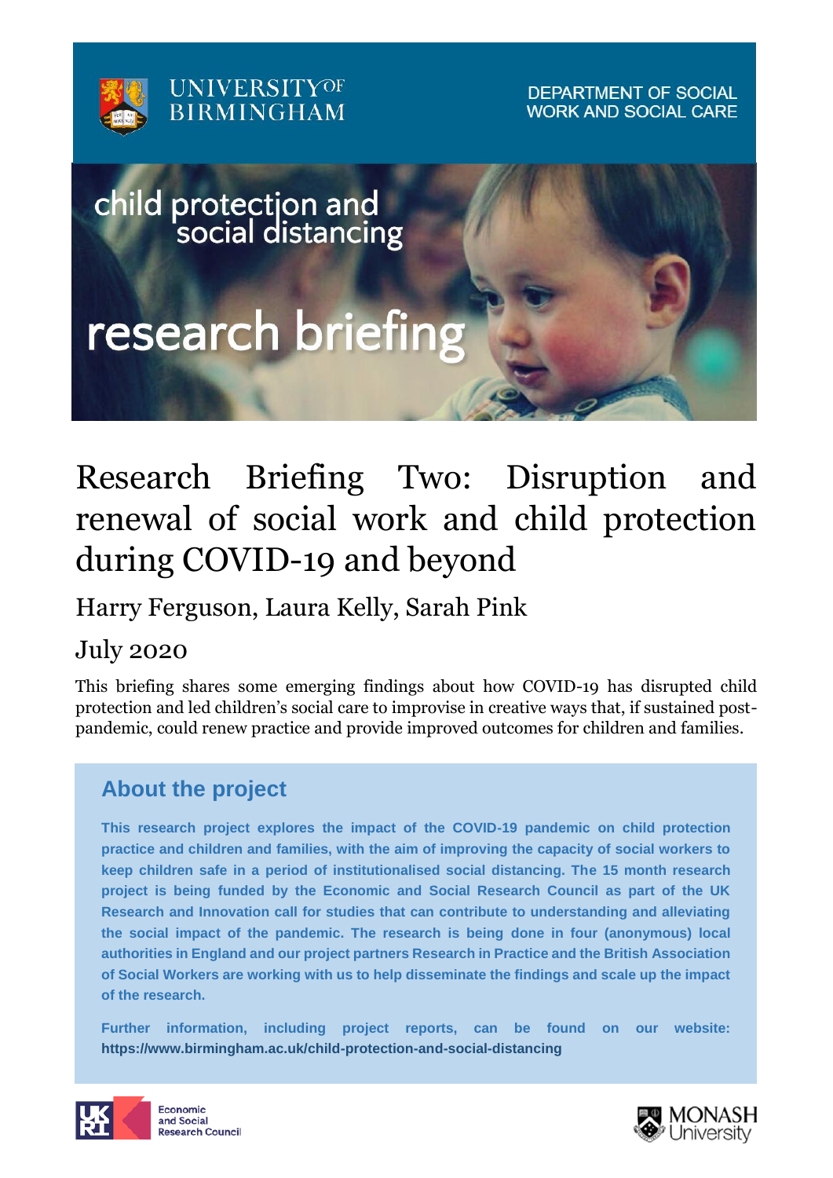UNIVERSITY OF BIRMINGHAM

DEPARTMENT OF SOCIAL WORK AND SOCIAL CARE

child protection and social distancing

research briefing

# Research Briefing Two: Disruption and renewal of social work and child protection during COVID-19 and beyond

Harry Ferguson, Laura Kelly, Sarah Pink

July 2020

This briefing shares some emerging findings about how COVID-19 has disrupted child protection and led children's social care to improvise in creative ways that, if sustained post-pandemic, could renew practice and provide improved outcomes for children and families.

## About the project

**This research project explores the impact of the COVID-19 pandemic on child protection practice and children and families, with the aim of improving the capacity of social workers to keep children safe in a period of institutionalised social distancing. The 15 month research project is being funded by the Economic and Social Research Council as part of the UK Research and Innovation call for studies that can contribute to understanding and alleviating the social impact of the pandemic. The research is being done in four (anonymous) local authorities in England and our project partners Research in Practice and the British Association of Social Workers are working with us to help disseminate the findings and scale up the impact of the research.**

**Further information, including project reports, can be found on our website: https://www.birmingham.ac.uk/child-protection-and-social-distancing**

UKRI Economic and Social Research Council

MONASH University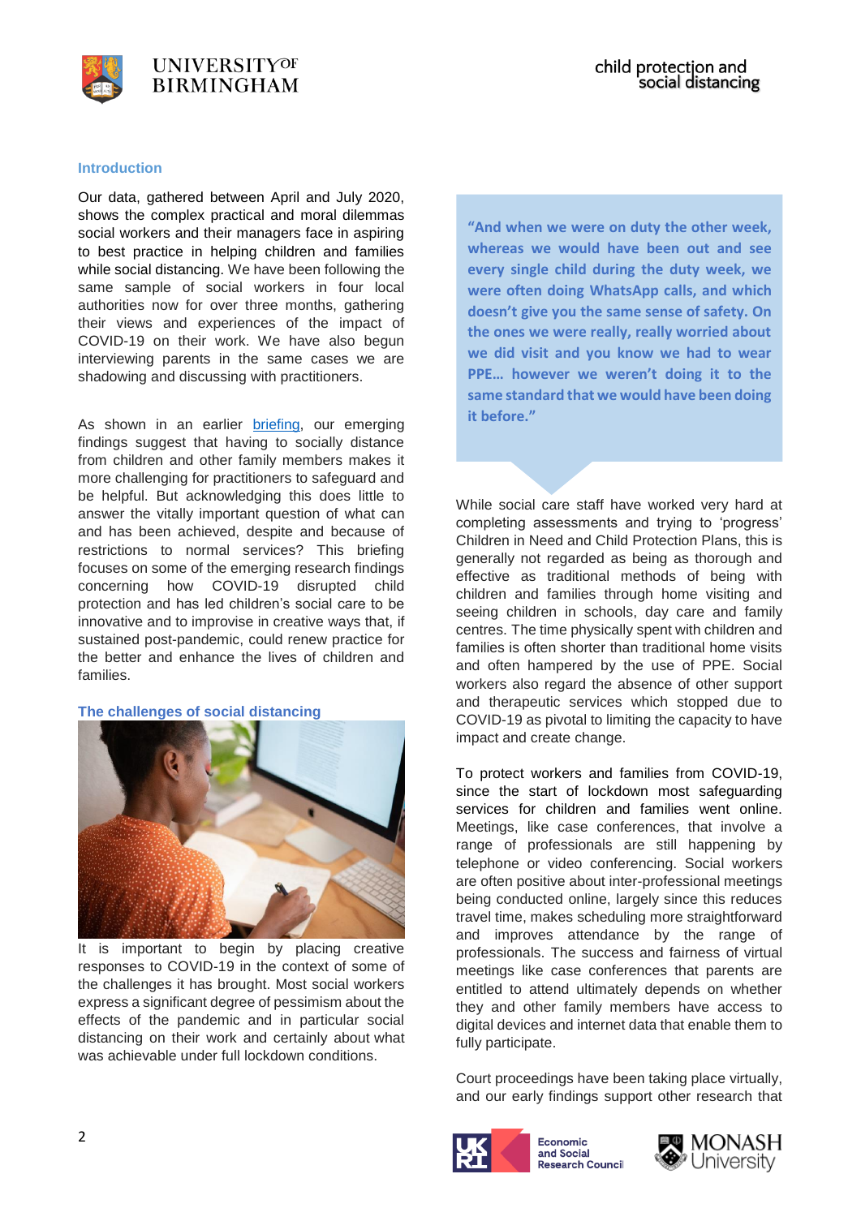## Introduction

Our data, gathered between April and July 2020, shows the complex practical and moral dilemmas social workers and their managers face in aspiring to best practice in helping children and families while social distancing. We have been following the same sample of social workers in four local authorities now for over three months, gathering their views and experiences of the impact of COVID-19 on their work. We have also begun interviewing parents in the same cases we are shadowing and discussing with practitioners.

As shown in an earlier briefing, our emerging findings suggest that having to socially distance from children and other family members makes it more challenging for practitioners to safeguard and be helpful. But acknowledging this does little to answer the vitally important question of what can and has been achieved, despite and because of restrictions to normal services? This briefing focuses on some of the emerging research findings concerning how COVID-19 disrupted child protection and has led children's social care to be innovative and to improvise in creative ways that, if sustained post-pandemic, could renew practice for the better and enhance the lives of children and families.

## The challenges of social distancing

It is important to begin by placing creative responses to COVID-19 in the context of some of the challenges it has brought. Most social workers express a significant degree of pessimism about the effects of the pandemic and in particular social distancing on their work and certainly about what was achievable under full lockdown conditions.

> **"And when we were on duty the other week, whereas we would have been out and see every single child during the duty week, we were often doing WhatsApp calls, and which doesn't give you the same sense of safety. On the ones we were really, really worried about we did visit and you know we had to wear PPE… however we weren't doing it to the same standard that we would have been doing it before."**

While social care staff have worked very hard at completing assessments and trying to 'progress' Children in Need and Child Protection Plans, this is generally not regarded as being as thorough and effective as traditional methods of being with children and families through home visiting and seeing children in schools, day care and family centres. The time physically spent with children and families is often shorter than traditional home visits and often hampered by the use of PPE. Social workers also regard the absence of other support and therapeutic services which stopped due to COVID-19 as pivotal to limiting the capacity to have impact and create change.

To protect workers and families from COVID-19, since the start of lockdown most safeguarding services for children and families went online. Meetings, like case conferences, that involve a range of professionals are still happening by telephone or video conferencing. Social workers are often positive about inter-professional meetings being conducted online, largely since this reduces travel time, makes scheduling more straightforward and improves attendance by the range of professionals. The success and fairness of virtual meetings like case conferences that parents are entitled to attend ultimately depends on whether they and other family members have access to digital devices and internet data that enable them to fully participate.

Court proceedings have been taking place virtually, and our early findings support other research that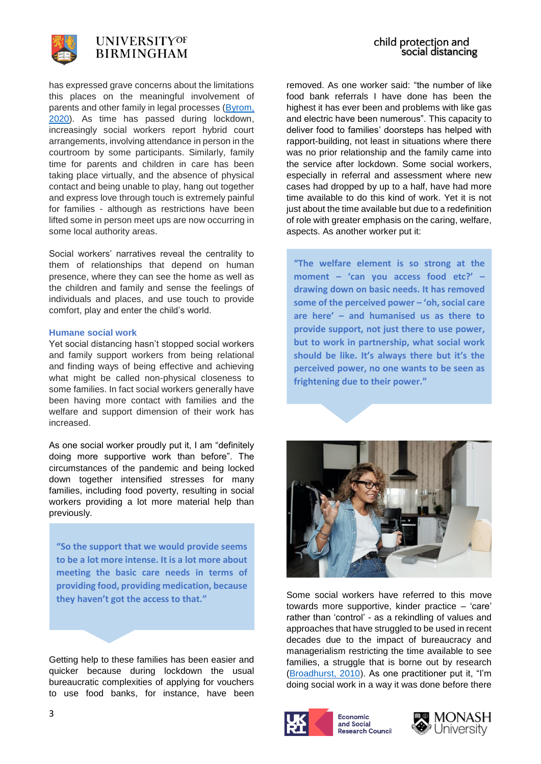has expressed grave concerns about the limitations this places on the meaningful involvement of parents and other family in legal processes (Byrom, 2020). As time has passed during lockdown, increasingly social workers report hybrid court arrangements, involving attendance in person in the courtroom by some participants. Similarly, family time for parents and children in care has been taking place virtually, and the absence of physical contact and being unable to play, hang out together and express love through touch is extremely painful for families - although as restrictions have been lifted some in person meet ups are now occurring in some local authority areas.

Social workers' narratives reveal the centrality to them of relationships that depend on human presence, where they can see the home as well as the children and family and sense the feelings of individuals and places, and use touch to provide comfort, play and enter the child's world.

### Humane social work

Yet social distancing hasn't stopped social workers and family support workers from being relational and finding ways of being effective and achieving what might be called non-physical closeness to some families. In fact social workers generally have been having more contact with families and the welfare and support dimension of their work has increased.

As one social worker proudly put it, I am "definitely doing more supportive work than before". The circumstances of the pandemic and being locked down together intensified stresses for many families, including food poverty, resulting in social workers providing a lot more material help than previously.

> **"So the support that we would provide seems to be a lot more intense. It is a lot more about meeting the basic care needs in terms of providing food, providing medication, because they haven't got the access to that."**

Getting help to these families has been easier and quicker because during lockdown the usual bureaucratic complexities of applying for vouchers to use food banks, for instance, have been removed. As one worker said: "the number of like food bank referrals I have done has been the highest it has ever been and problems with like gas and electric have been numerous". This capacity to deliver food to families' doorsteps has helped with rapport-building, not least in situations where there was no prior relationship and the family came into the service after lockdown. Some social workers, especially in referral and assessment where new cases had dropped by up to a half, have had more time available to do this kind of work. Yet it is not just about the time available but due to a redefinition of role with greater emphasis on the caring, welfare, aspects. As another worker put it:

> **"The welfare element is so strong at the moment – 'can you access food etc?' – drawing down on basic needs. It has removed some of the perceived power – 'oh, social care are here' – and humanised us as there to provide support, not just there to use power, but to work in partnership, what social work should be like. It's always there but it's the perceived power, no one wants to be seen as frightening due to their power."**

Some social workers have referred to this move towards more supportive, kinder practice – 'care' rather than 'control' - as a rekindling of values and approaches that have struggled to be used in recent decades due to the impact of bureaucracy and managerialism restricting the time available to see families, a struggle that is borne out by research (Broadhurst, 2010). As one practitioner put it, "I'm doing social work in a way it was done before there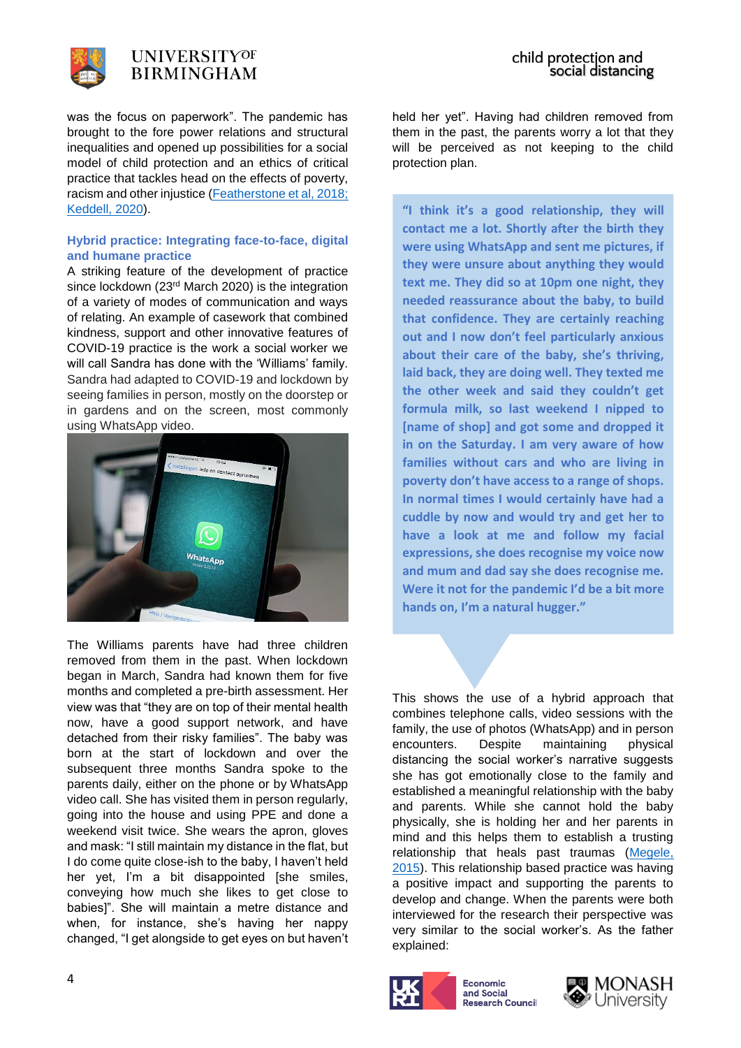was the focus on paperwork". The pandemic has brought to the fore power relations and structural inequalities and opened up possibilities for a social model of child protection and an ethics of critical practice that tackles head on the effects of poverty, racism and other injustice (Featherstone et al, 2018; Keddell, 2020).

### Hybrid practice: Integrating face-to-face, digital and humane practice

A striking feature of the development of practice since lockdown (23rd March 2020) is the integration of a variety of modes of communication and ways of relating. An example of casework that combined kindness, support and other innovative features of COVID-19 practice is the work a social worker we will call Sandra has done with the 'Williams' family. Sandra had adapted to COVID-19 and lockdown by seeing families in person, mostly on the doorstep or in gardens and on the screen, most commonly using WhatsApp video.

The Williams parents have had three children removed from them in the past. When lockdown began in March, Sandra had known them for five months and completed a pre-birth assessment. Her view was that "they are on top of their mental health now, have a good support network, and have detached from their risky families". The baby was born at the start of lockdown and over the subsequent three months Sandra spoke to the parents daily, either on the phone or by WhatsApp video call. She has visited them in person regularly, going into the house and using PPE and done a weekend visit twice. She wears the apron, gloves and mask: "I still maintain my distance in the flat, but I do come quite close-ish to the baby, I haven't held her yet, I'm a bit disappointed [she smiles, conveying how much she likes to get close to babies]". She will maintain a metre distance and when, for instance, she's having her nappy changed, "I get alongside to get eyes on but haven't held her yet". Having had children removed from them in the past, the parents worry a lot that they will be perceived as not keeping to the child protection plan.

> **"I think it's a good relationship, they will contact me a lot. Shortly after the birth they were using WhatsApp and sent me pictures, if they were unsure about anything they would text me. They did so at 10pm one night, they needed reassurance about the baby, to build that confidence. They are certainly reaching out and I now don't feel particularly anxious about their care of the baby, she's thriving, laid back, they are doing well. They texted me the other week and said they couldn't get formula milk, so last weekend I nipped to [name of shop] and got some and dropped it in on the Saturday. I am very aware of how families without cars and who are living in poverty don't have access to a range of shops. In normal times I would certainly have had a cuddle by now and would try and get her to have a look at me and follow my facial expressions, she does recognise my voice now and mum and dad say she does recognise me. Were it not for the pandemic I'd be a bit more hands on, I'm a natural hugger."**

This shows the use of a hybrid approach that combines telephone calls, video sessions with the family, the use of photos (WhatsApp) and in person encounters. Despite maintaining physical distancing the social worker's narrative suggests she has got emotionally close to the family and established a meaningful relationship with the baby and parents. While she cannot hold the baby physically, she is holding her and her parents in mind and this helps them to establish a trusting relationship that heals past traumas (Megele, 2015). This relationship based practice was having a positive impact and supporting the parents to develop and change. When the parents were both interviewed for the research their perspective was very similar to the social worker's. As the father explained: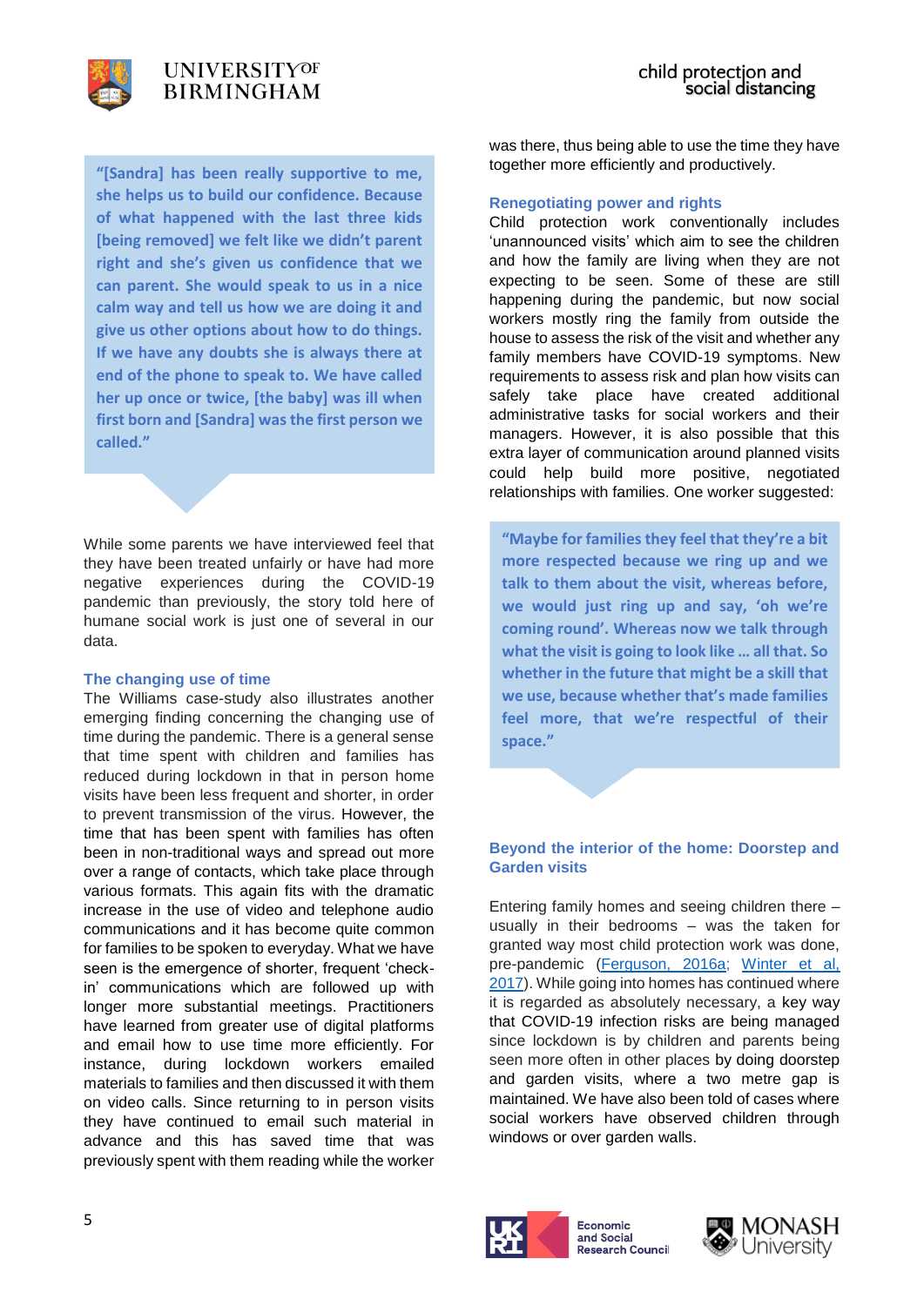> "[Sandra] has been really supportive to me, she helps us to build our confidence. Because of what happened with the last three kids [being removed] we felt like we didn't parent right and she's given us confidence that we can parent. She would speak to us in a nice calm way and tell us how we are doing it and give us other options about how to do things. If we have any doubts she is always there at end of the phone to speak to. We have called her up once or twice, [the baby] was ill when first born and [Sandra] was the first person we called."

While some parents we have interviewed feel that they have been treated unfairly or have had more negative experiences during the COVID-19 pandemic than previously, the story told here of humane social work is just one of several in our data.

## The changing use of time

The Williams case-study also illustrates another emerging finding concerning the changing use of time during the pandemic. There is a general sense that time spent with children and families has reduced during lockdown in that in person home visits have been less frequent and shorter, in order to prevent transmission of the virus. However, the time that has been spent with families has often been in non-traditional ways and spread out more over a range of contacts, which take place through various formats. This again fits with the dramatic increase in the use of video and telephone audio communications and it has become quite common for families to be spoken to everyday. What we have seen is the emergence of shorter, frequent 'check-in' communications which are followed up with longer more substantial meetings. Practitioners have learned from greater use of digital platforms and email how to use time more efficiently. For instance, during lockdown workers emailed materials to families and then discussed it with them on video calls. Since returning to in person visits they have continued to email such material in advance and this has saved time that was previously spent with them reading while the worker was there, thus being able to use the time they have together more efficiently and productively.

## Renegotiating power and rights

Child protection work conventionally includes 'unannounced visits' which aim to see the children and how the family are living when they are not expecting to be seen. Some of these are still happening during the pandemic, but now social workers mostly ring the family from outside the house to assess the risk of the visit and whether any family members have COVID-19 symptoms. New requirements to assess risk and plan how visits can safely take place have created additional administrative tasks for social workers and their managers. However, it is also possible that this extra layer of communication around planned visits could help build more positive, negotiated relationships with families. One worker suggested:

> "Maybe for families they feel that they're a bit more respected because we ring up and we talk to them about the visit, whereas before, we would just ring up and say, 'oh we're coming round'. Whereas now we talk through what the visit is going to look like … all that. So whether in the future that might be a skill that we use, because whether that's made families feel more, that we're respectful of their space."

## Beyond the interior of the home: Doorstep and Garden visits

Entering family homes and seeing children there – usually in their bedrooms – was the taken for granted way most child protection work was done, pre-pandemic (Ferguson, 2016a; Winter et al, 2017). While going into homes has continued where it is regarded as absolutely necessary, a key way that COVID-19 infection risks are being managed since lockdown is by children and parents being seen more often in other places by doing doorstep and garden visits, where a two metre gap is maintained. We have also been told of cases where social workers have observed children through windows or over garden walls.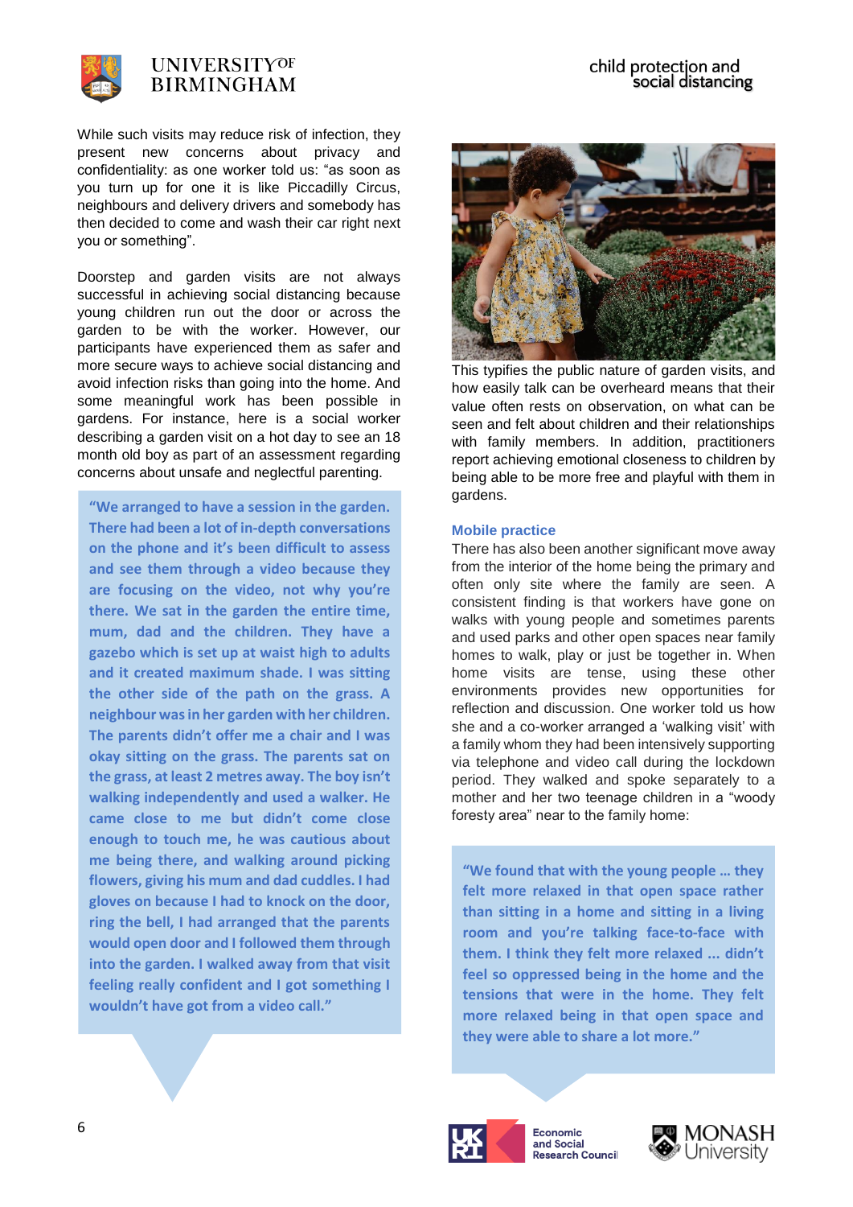While such visits may reduce risk of infection, they present new concerns about privacy and confidentiality: as one worker told us: "as soon as you turn up for one it is like Piccadilly Circus, neighbours and delivery drivers and somebody has then decided to come and wash their car right next you or something".

Doorstep and garden visits are not always successful in achieving social distancing because young children run out the door or across the garden to be with the worker. However, our participants have experienced them as safer and more secure ways to achieve social distancing and avoid infection risks than going into the home. And some meaningful work has been possible in gardens. For instance, here is a social worker describing a garden visit on a hot day to see an 18 month old boy as part of an assessment regarding concerns about unsafe and neglectful parenting.

> **"We arranged to have a session in the garden. There had been a lot of in-depth conversations on the phone and it's been difficult to assess and see them through a video because they are focusing on the video, not why you're there. We sat in the garden the entire time, mum, dad and the children. They have a gazebo which is set up at waist high to adults and it created maximum shade. I was sitting the other side of the path on the grass. A neighbour was in her garden with her children. The parents didn't offer me a chair and I was okay sitting on the grass. The parents sat on the grass, at least 2 metres away. The boy isn't walking independently and used a walker. He came close to me but didn't come close enough to touch me, he was cautious about me being there, and walking around picking flowers, giving his mum and dad cuddles. I had gloves on because I had to knock on the door, ring the bell, I had arranged that the parents would open door and I followed them through into the garden. I walked away from that visit feeling really confident and I got something I wouldn't have got from a video call."**

This typifies the public nature of garden visits, and how easily talk can be overheard means that their value often rests on observation, on what can be seen and felt about children and their relationships with family members. In addition, practitioners report achieving emotional closeness to children by being able to be more free and playful with them in gardens.

### Mobile practice

There has also been another significant move away from the interior of the home being the primary and often only site where the family are seen. A consistent finding is that workers have gone on walks with young people and sometimes parents and used parks and other open spaces near family homes to walk, play or just be together in. When home visits are tense, using these other environments provides new opportunities for reflection and discussion. One worker told us how she and a co-worker arranged a 'walking visit' with a family whom they had been intensively supporting via telephone and video call during the lockdown period. They walked and spoke separately to a mother and her two teenage children in a "woody foresty area" near to the family home:

> **"We found that with the young people … they felt more relaxed in that open space rather than sitting in a home and sitting in a living room and you're talking face-to-face with them. I think they felt more relaxed ... didn't feel so oppressed being in the home and the tensions that were in the home. They felt more relaxed being in that open space and they were able to share a lot more."**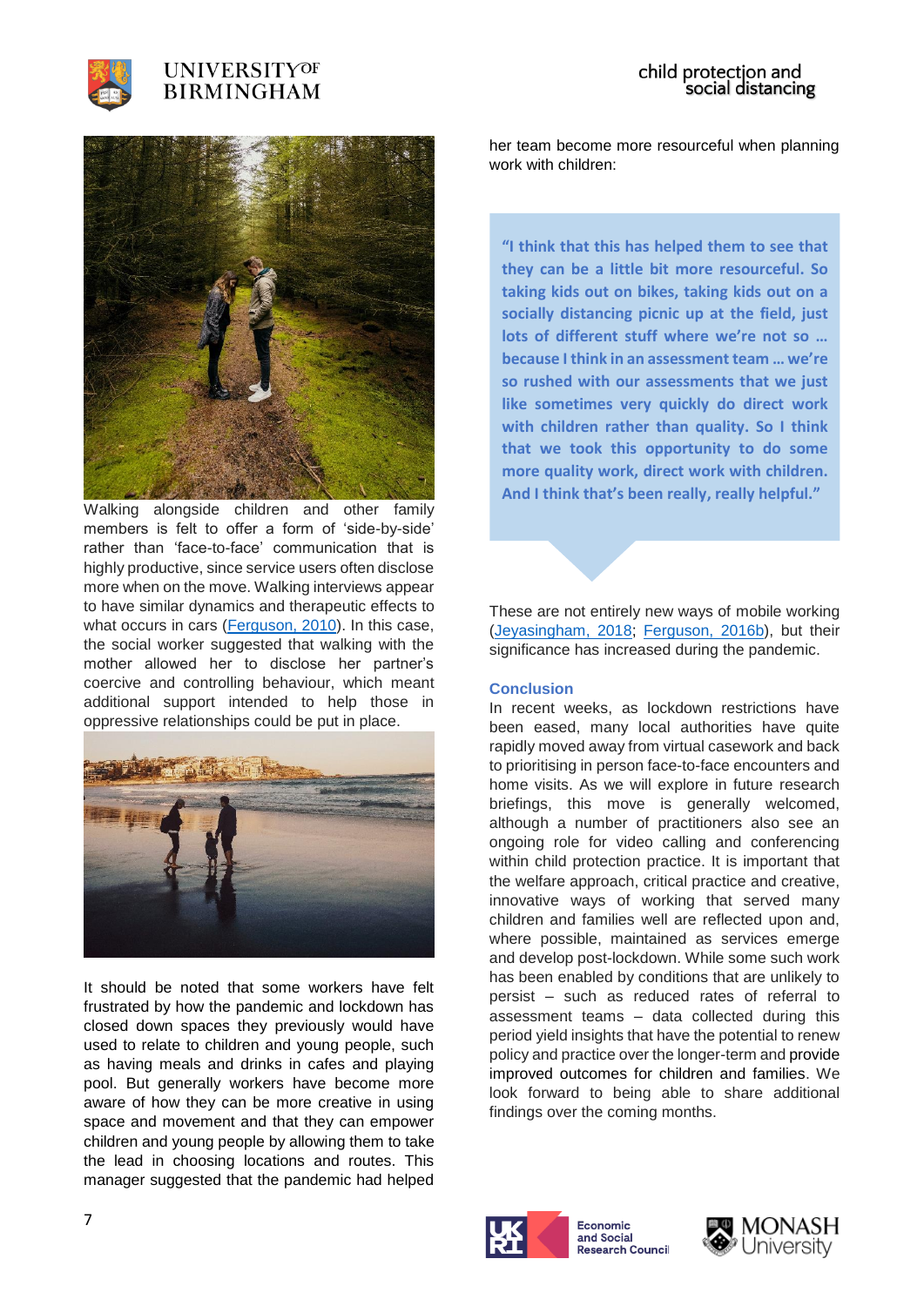Walking alongside children and other family members is felt to offer a form of 'side-by-side' rather than 'face-to-face' communication that is highly productive, since service users often disclose more when on the move. Walking interviews appear to have similar dynamics and therapeutic effects to what occurs in cars (Ferguson, 2010). In this case, the social worker suggested that walking with the mother allowed her to disclose her partner's coercive and controlling behaviour, which meant additional support intended to help those in oppressive relationships could be put in place.

It should be noted that some workers have felt frustrated by how the pandemic and lockdown has closed down spaces they previously would have used to relate to children and young people, such as having meals and drinks in cafes and playing pool. But generally workers have become more aware of how they can be more creative in using space and movement and that they can empower children and young people by allowing them to take the lead in choosing locations and routes. This manager suggested that the pandemic had helped her team become more resourceful when planning work with children:

> **"I think that this has helped them to see that they can be a little bit more resourceful. So taking kids out on bikes, taking kids out on a socially distancing picnic up at the field, just lots of different stuff where we're not so … because I think in an assessment team … we're so rushed with our assessments that we just like sometimes very quickly do direct work with children rather than quality. So I think that we took this opportunity to do some more quality work, direct work with children. And I think that's been really, really helpful."**

These are not entirely new ways of mobile working (Jeyasingham, 2018; Ferguson, 2016b), but their significance has increased during the pandemic.

## Conclusion

In recent weeks, as lockdown restrictions have been eased, many local authorities have quite rapidly moved away from virtual casework and back to prioritising in person face-to-face encounters and home visits. As we will explore in future research briefings, this move is generally welcomed, although a number of practitioners also see an ongoing role for video calling and conferencing within child protection practice. It is important that the welfare approach, critical practice and creative, innovative ways of working that served many children and families well are reflected upon and, where possible, maintained as services emerge and develop post-lockdown. While some such work has been enabled by conditions that are unlikely to persist – such as reduced rates of referral to assessment teams – data collected during this period yield insights that have the potential to renew policy and practice over the longer-term and provide improved outcomes for children and families. We look forward to being able to share additional findings over the coming months.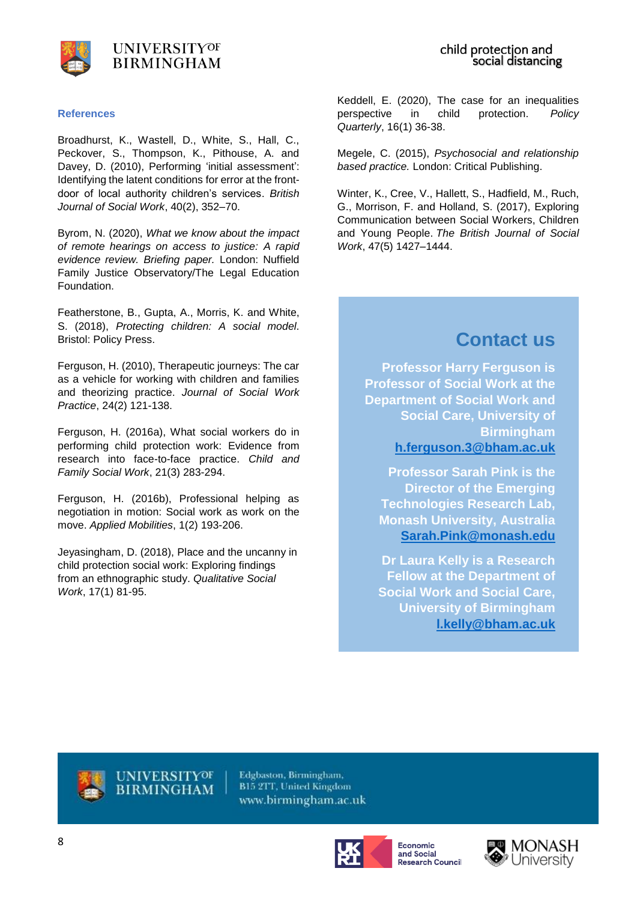## References

Broadhurst, K., Wastell, D., White, S., Hall, C., Peckover, S., Thompson, K., Pithouse, A. and Davey, D. (2010), Performing 'initial assessment': Identifying the latent conditions for error at the front-door of local authority children's services. *British Journal of Social Work*, 40(2), 352–70.

Byrom, N. (2020), *What we know about the impact of remote hearings on access to justice: A rapid evidence review. Briefing paper.* London: Nuffield Family Justice Observatory/The Legal Education Foundation.

Featherstone, B., Gupta, A., Morris, K. and White, S. (2018), *Protecting children: A social model*. Bristol: Policy Press.

Ferguson, H. (2010), Therapeutic journeys: The car as a vehicle for working with children and families and theorizing practice. *Journal of Social Work Practice*, 24(2) 121-138.

Ferguson, H. (2016a), What social workers do in performing child protection work: Evidence from research into face-to-face practice. *Child and Family Social Work*, 21(3) 283-294.

Ferguson, H. (2016b), Professional helping as negotiation in motion: Social work as work on the move. *Applied Mobilities*, 1(2) 193-206.

Jeyasingham, D. (2018), Place and the uncanny in child protection social work: Exploring findings from an ethnographic study. *Qualitative Social Work*, 17(1) 81-95.

Keddell, E. (2020), The case for an inequalities perspective in child protection. *Policy Quarterly*, 16(1) 36-38.

Megele, C. (2015), *Psychosocial and relationship based practice.* London: Critical Publishing.

Winter, K., Cree, V., Hallett, S., Hadfield, M., Ruch, G., Morrison, F. and Holland, S. (2017), Exploring Communication between Social Workers, Children and Young People. *The British Journal of Social Work*, 47(5) 1427–1444.

## Contact us

**Professor Harry Ferguson is Professor of Social Work at the Department of Social Work and Social Care, University of Birmingham**
**h.ferguson.3@bham.ac.uk**

**Professor Sarah Pink is the Director of the Emerging Technologies Research Lab, Monash University, Australia**
**Sarah.Pink@monash.edu**

**Dr Laura Kelly is a Research Fellow at the Department of Social Work and Social Care, University of Birmingham**
**l.kelly@bham.ac.uk**

UNIVERSITY OF BIRMINGHAM
Edgbaston, Birmingham,
B15 2TT, United Kingdom
www.birmingham.ac.uk

UKRI Economic and Social Research Council

MONASH University